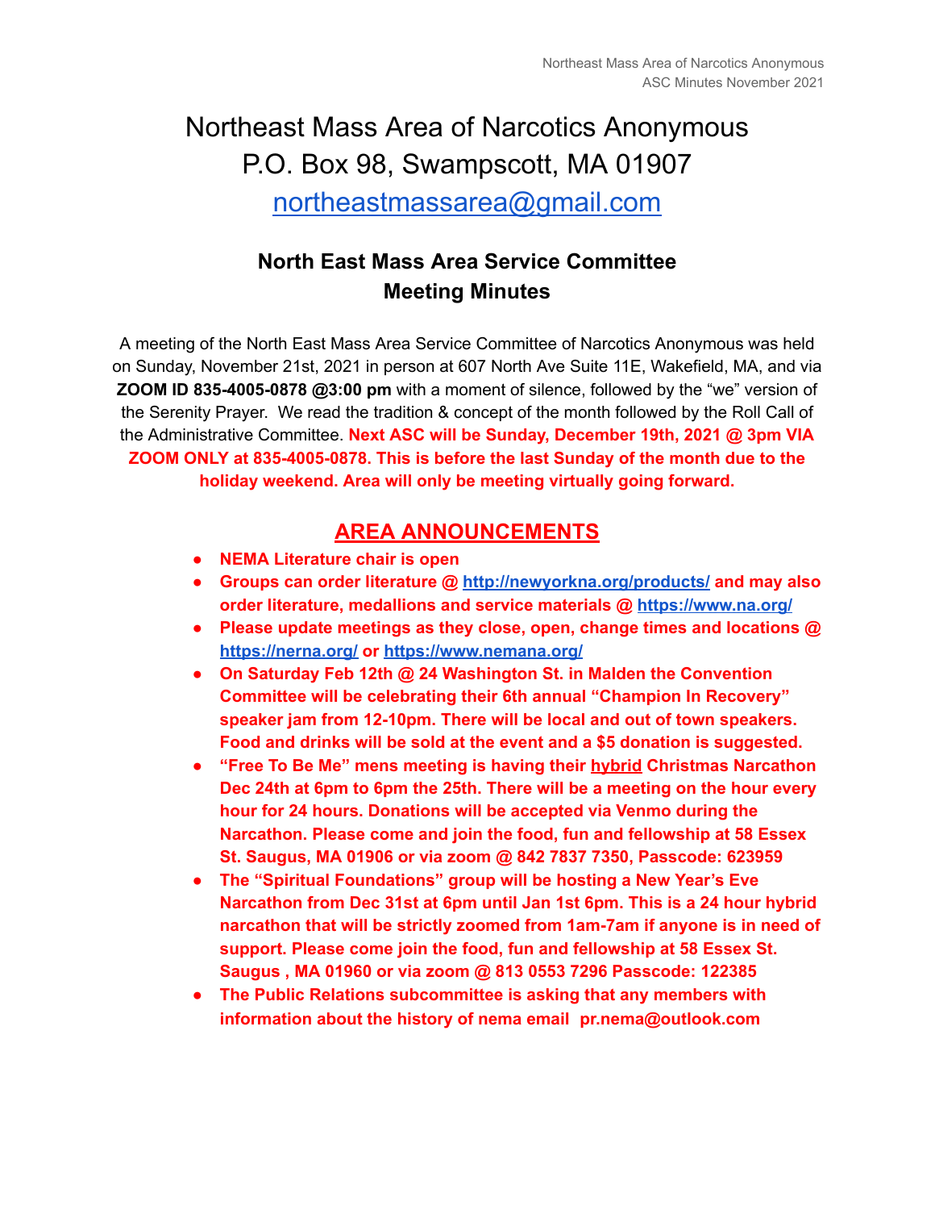# Northeast Mass Area of Narcotics Anonymous
# P.O. Box 98, Swampscott, MA 01907
# northeastmassarea@gmail.com

## North East Mass Area Service Committee
## Meeting Minutes

A meeting of the North East Mass Area Service Committee of Narcotics Anonymous was held on Sunday, November 21st, 2021 in person at 607 North Ave Suite 11E, Wakefield, MA, and via **ZOOM ID 835-4005-0878 @3:00 pm** with a moment of silence, followed by the "we" version of the Serenity Prayer. We read the tradition & concept of the month followed by the Roll Call of the Administrative Committee. **Next ASC will be Sunday, December 19th, 2021 @ 3pm VIA ZOOM ONLY at 835-4005-0878. This is before the last Sunday of the month due to the holiday weekend. Area will only be meeting virtually going forward.**

## AREA ANNOUNCEMENTS

- **NEMA Literature chair is open**
- **Groups can order literature @ http://newyorkna.org/products/ and may also order literature, medallions and service materials @ https://www.na.org/**
- **Please update meetings as they close, open, change times and locations @ https://nerna.org/ or https://www.nemana.org/**
- **On Saturday Feb 12th @ 24 Washington St. in Malden the Convention Committee will be celebrating their 6th annual "Champion In Recovery" speaker jam from 12-10pm. There will be local and out of town speakers. Food and drinks will be sold at the event and a $5 donation is suggested.**
- **"Free To Be Me" mens meeting is having their hybrid Christmas Narcathon Dec 24th at 6pm to 6pm the 25th. There will be a meeting on the hour every hour for 24 hours. Donations will be accepted via Venmo during the Narcathon. Please come and join the food, fun and fellowship at 58 Essex St. Saugus, MA 01906 or via zoom @ 842 7837 7350, Passcode: 623959**
- **The "Spiritual Foundations" group will be hosting a New Year's Eve Narcathon from Dec 31st at 6pm until Jan 1st 6pm. This is a 24 hour hybrid narcathon that will be strictly zoomed from 1am-7am if anyone is in need of support. Please come join the food, fun and fellowship at 58 Essex St. Saugus , MA 01960 or via zoom @ 813 0553 7296 Passcode: 122385**
- **The Public Relations subcommittee is asking that any members with information about the history of nema email pr.nema@outlook.com**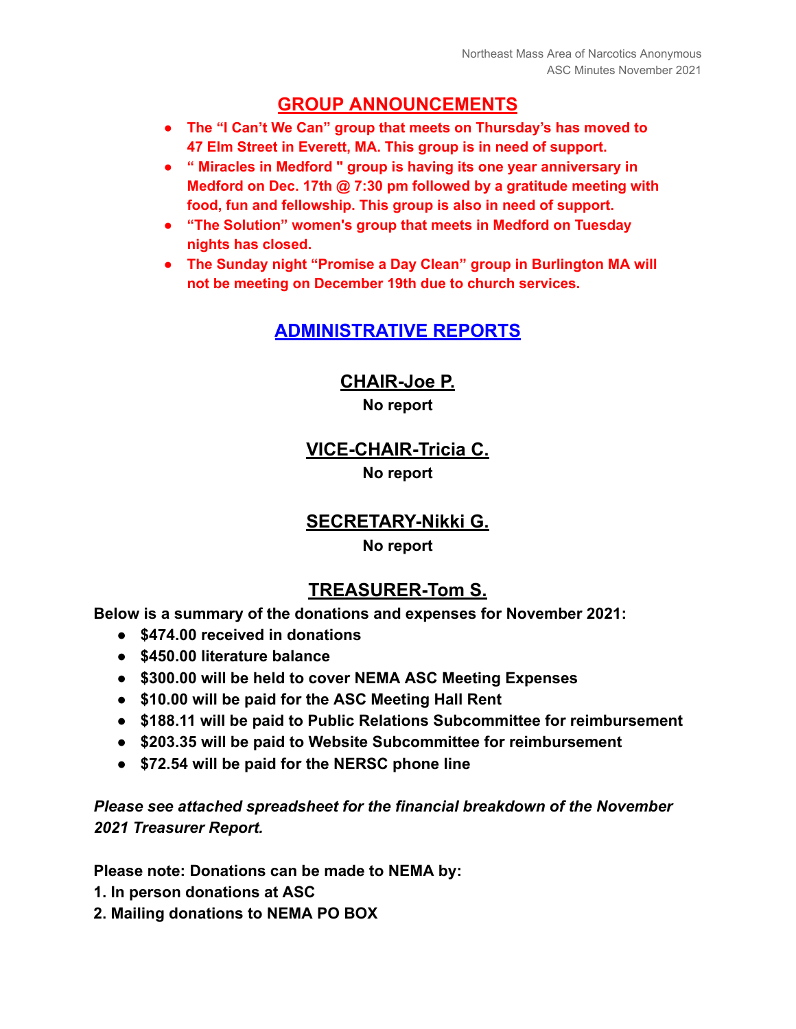## GROUP ANNOUNCEMENTS

- **The "I Can't We Can" group that meets on Thursday's has moved to 47 Elm Street in Everett, MA. This group is in need of support.**
- **" Miracles in Medford " group is having its one year anniversary in Medford on Dec. 17th @ 7:30 pm followed by a gratitude meeting with food, fun and fellowship. This group is also in need of support.**
- **"The Solution" women's group that meets in Medford on Tuesday nights has closed.**
- **The Sunday night "Promise a Day Clean" group in Burlington MA will not be meeting on December 19th due to church services.**

## ADMINISTRATIVE REPORTS

### CHAIR-Joe P.

**No report**

### VICE-CHAIR-Tricia C.

**No report**

### SECRETARY-Nikki G.

**No report**

### TREASURER-Tom S.

**Below is a summary of the donations and expenses for November 2021:**

- **$474.00 received in donations**
- **$450.00 literature balance**
- **$300.00 will be held to cover NEMA ASC Meeting Expenses**
- **$10.00 will be paid for the ASC Meeting Hall Rent**
- **$188.11 will be paid to Public Relations Subcommittee for reimbursement**
- **$203.35 will be paid to Website Subcommittee for reimbursement**
- **$72.54 will be paid for the NERSC phone line**

***Please see attached spreadsheet for the financial breakdown of the November 2021 Treasurer Report.***

**Please note: Donations can be made to NEMA by:**

**1. In person donations at ASC**

**2. Mailing donations to NEMA PO BOX**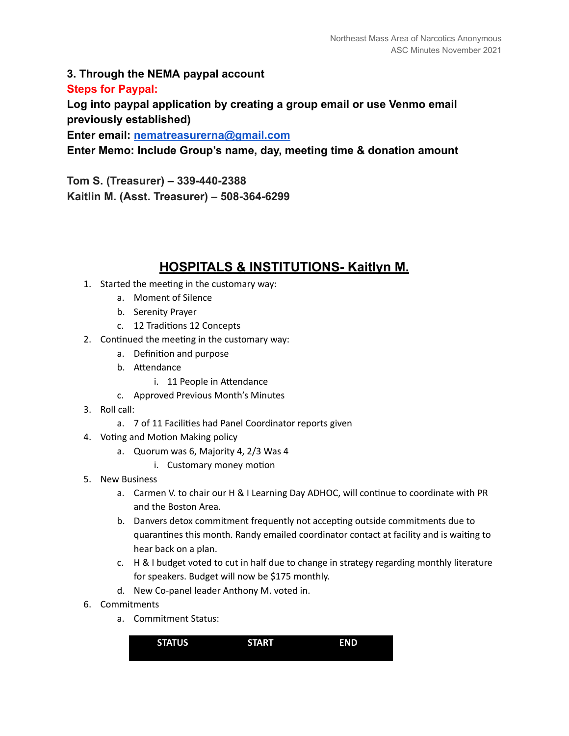**3. Through the NEMA paypal account**

**Steps for Paypal:**

**Log into paypal application by creating a group email or use Venmo email previously established)**

**Enter email: nematreasurerna@gmail.com**

**Enter Memo: Include Group's name, day, meeting time & donation amount**

**Tom S. (Treasurer) – 339-440-2388**

**Kaitlin M. (Asst. Treasurer) – 508-364-6299**

## HOSPITALS & INSTITUTIONS- Kaitlyn M.

1. Started the meeting in the customary way:
    a. Moment of Silence
    b. Serenity Prayer
    c. 12 Traditions 12 Concepts
2. Continued the meeting in the customary way:
    a. Definition and purpose
    b. Attendance
        i. 11 People in Attendance
    c. Approved Previous Month's Minutes
3. Roll call:
    a. 7 of 11 Facilities had Panel Coordinator reports given
4. Voting and Motion Making policy
    a. Quorum was 6, Majority 4, 2/3 Was 4
        i. Customary money motion
5. New Business
    a. Carmen V. to chair our H & I Learning Day ADHOC, will continue to coordinate with PR and the Boston Area.
    b. Danvers detox commitment frequently not accepting outside commitments due to quarantines this month. Randy emailed coordinator contact at facility and is waiting to hear back on a plan.
    c. H & I budget voted to cut in half due to change in strategy regarding monthly literature for speakers. Budget will now be $175 monthly.
    d. New Co-panel leader Anthony M. voted in.
6. Commitments
    a. Commitment Status:

| STATUS | START | END |
|---|---|---|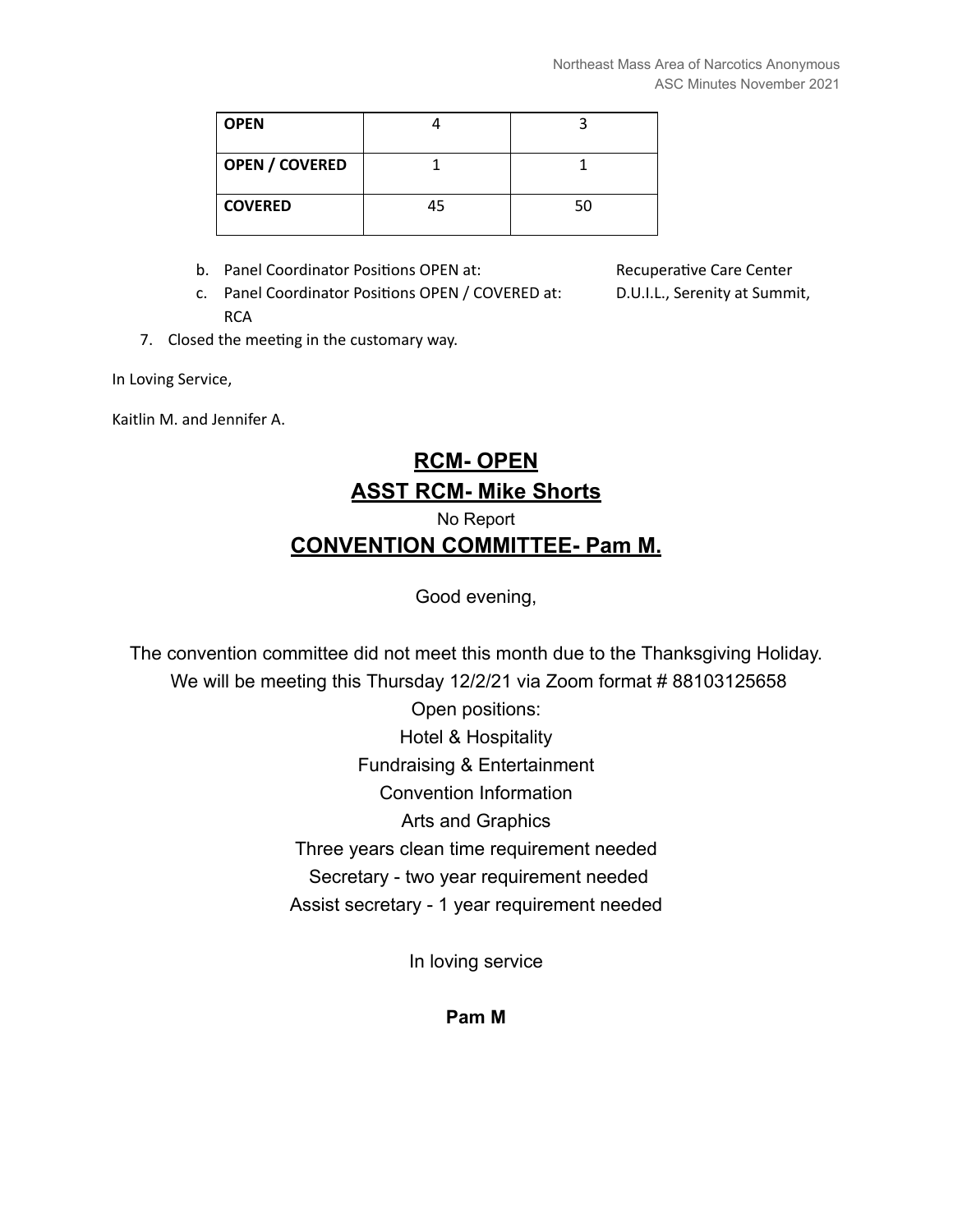| | | |
|---|---|---|
| **OPEN** | 4 | 3 |
| **OPEN / COVERED** | 1 | 1 |
| **COVERED** | 45 | 50 |

b. Panel Coordinator Positions OPEN at: Recuperative Care Center

c. Panel Coordinator Positions OPEN / COVERED at: D.U.I.L., Serenity at Summit, RCA

7. Closed the meeting in the customary way.

In Loving Service,

Kaitlin M. and Jennifer A.

## RCM- OPEN

## ASST RCM- Mike Shorts

No Report

## CONVENTION COMMITTEE- Pam M.

Good evening,

The convention committee did not meet this month due to the Thanksgiving Holiday.
We will be meeting this Thursday 12/2/21 via Zoom format # 88103125658

Open positions:

Hotel & Hospitality

Fundraising & Entertainment

Convention Information

Arts and Graphics

Three years clean time requirement needed

Secretary - two year requirement needed

Assist secretary - 1 year requirement needed

In loving service

**Pam M**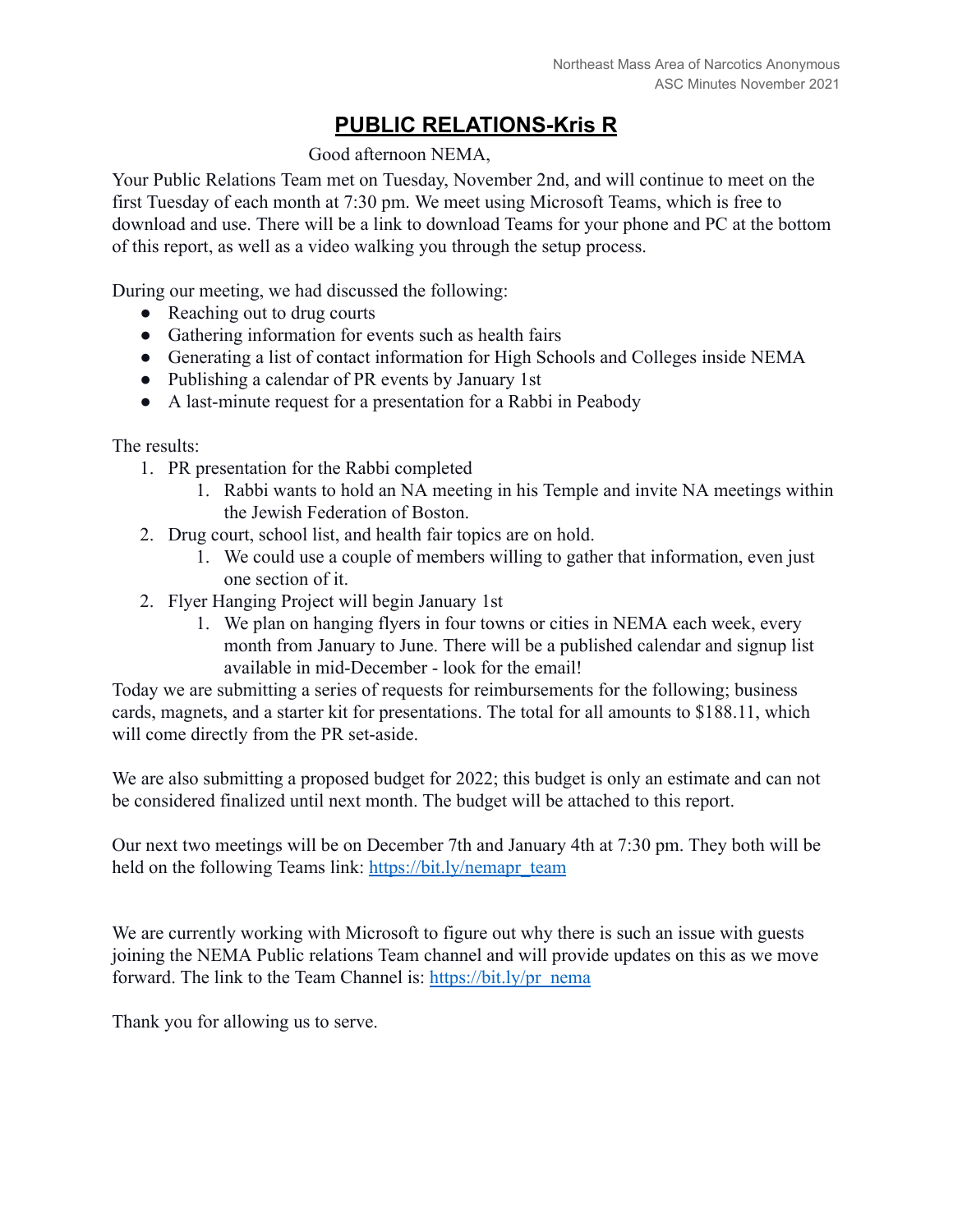# PUBLIC RELATIONS-Kris R

Good afternoon NEMA,

Your Public Relations Team met on Tuesday, November 2nd, and will continue to meet on the first Tuesday of each month at 7:30 pm. We meet using Microsoft Teams, which is free to download and use. There will be a link to download Teams for your phone and PC at the bottom of this report, as well as a video walking you through the setup process.

During our meeting, we had discussed the following:

- Reaching out to drug courts
- Gathering information for events such as health fairs
- Generating a list of contact information for High Schools and Colleges inside NEMA
- Publishing a calendar of PR events by January 1st
- A last-minute request for a presentation for a Rabbi in Peabody

The results:

1. PR presentation for the Rabbi completed
    1. Rabbi wants to hold an NA meeting in his Temple and invite NA meetings within the Jewish Federation of Boston.
2. Drug court, school list, and health fair topics are on hold.
    1. We could use a couple of members willing to gather that information, even just one section of it.
2. Flyer Hanging Project will begin January 1st
    1. We plan on hanging flyers in four towns or cities in NEMA each week, every month from January to June. There will be a published calendar and signup list available in mid-December - look for the email!

Today we are submitting a series of requests for reimbursements for the following; business cards, magnets, and a starter kit for presentations. The total for all amounts to $188.11, which will come directly from the PR set-aside.

We are also submitting a proposed budget for 2022; this budget is only an estimate and can not be considered finalized until next month. The budget will be attached to this report.

Our next two meetings will be on December 7th and January 4th at 7:30 pm. They both will be held on the following Teams link: [https://bit.ly/nemapr_team](https://bit.ly/nemapr_team)

We are currently working with Microsoft to figure out why there is such an issue with guests joining the NEMA Public relations Team channel and will provide updates on this as we move forward. The link to the Team Channel is: [https://bit.ly/pr_nema](https://bit.ly/pr_nema)

Thank you for allowing us to serve.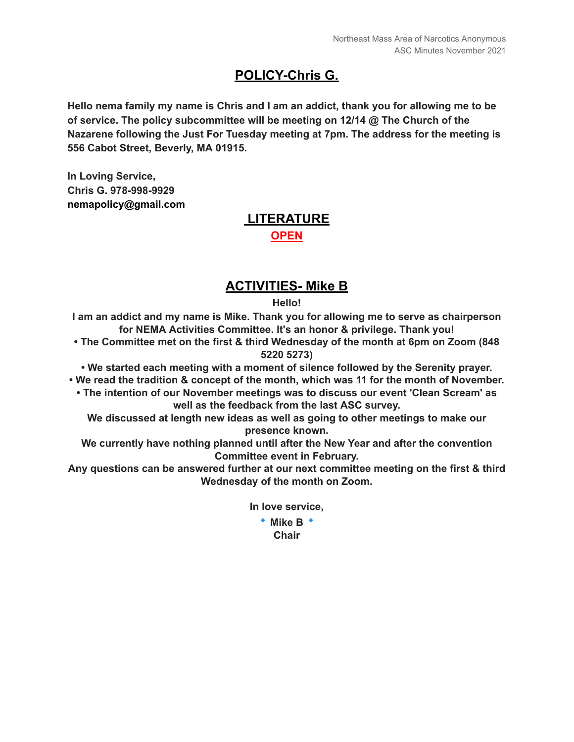## POLICY-Chris G.

**Hello nema family my name is Chris and I am an addict, thank you for allowing me to be of service. The policy subcommittee will be meeting on 12/14 @ The Church of the Nazarene following the Just For Tuesday meeting at 7pm. The address for the meeting is 556 Cabot Street, Beverly, MA 01915.**

**In Loving Service,**
**Chris G. 978-998-9929**
**nemapolicy@gmail.com**

## LITERATURE

**OPEN**

## ACTIVITIES- Mike B

**Hello!**

**I am an addict and my name is Mike. Thank you for allowing me to serve as chairperson for NEMA Activities Committee. It's an honor & privilege. Thank you!**

- **The Committee met on the first & third Wednesday of the month at 6pm on Zoom (848 5220 5273)**
- **We started each meeting with a moment of silence followed by the Serenity prayer.**
- **We read the tradition & concept of the month, which was 11 for the month of November.**
- **The intention of our November meetings was to discuss our event 'Clean Scream' as well as the feedback from the last ASC survey.**

**We discussed at length new ideas as well as going to other meetings to make our presence known.**

**We currently have nothing planned until after the New Year and after the convention Committee event in February.**

**Any questions can be answered further at our next committee meeting on the first & third Wednesday of the month on Zoom.**

**In love service,**
**Mike B**
**Chair**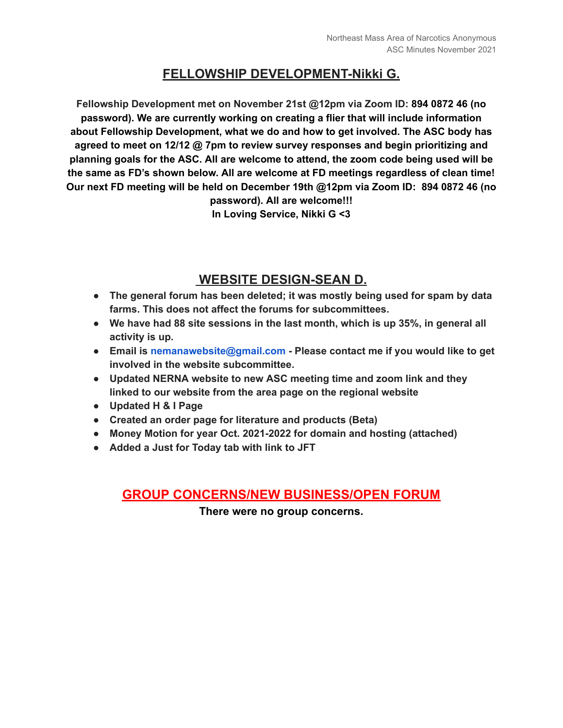## FELLOWSHIP DEVELOPMENT-Nikki G.

**Fellowship Development met on November 21st @12pm via Zoom ID: 894 0872 46 (no password). We are currently working on creating a flier that will include information about Fellowship Development, what we do and how to get involved. The ASC body has agreed to meet on 12/12 @ 7pm to review survey responses and begin prioritizing and planning goals for the ASC. All are welcome to attend, the zoom code being used will be the same as FD's shown below. All are welcome at FD meetings regardless of clean time! Our next FD meeting will be held on December 19th @12pm via Zoom ID: 894 0872 46 (no password). All are welcome!!!**

**In Loving Service, Nikki G <3**

## WEBSITE DESIGN-SEAN D.

- **The general forum has been deleted; it was mostly being used for spam by data farms. This does not affect the forums for subcommittees.**
- **We have had 88 site sessions in the last month, which is up 35%, in general all activity is up.**
- **Email is nemanawebsite@gmail.com - Please contact me if you would like to get involved in the website subcommittee.**
- **Updated NERNA website to new ASC meeting time and zoom link and they linked to our website from the area page on the regional website**
- **Updated H & I Page**
- **Created an order page for literature and products (Beta)**
- **Money Motion for year Oct. 2021-2022 for domain and hosting (attached)**
- **Added a Just for Today tab with link to JFT**

## GROUP CONCERNS/NEW BUSINESS/OPEN FORUM

**There were no group concerns.**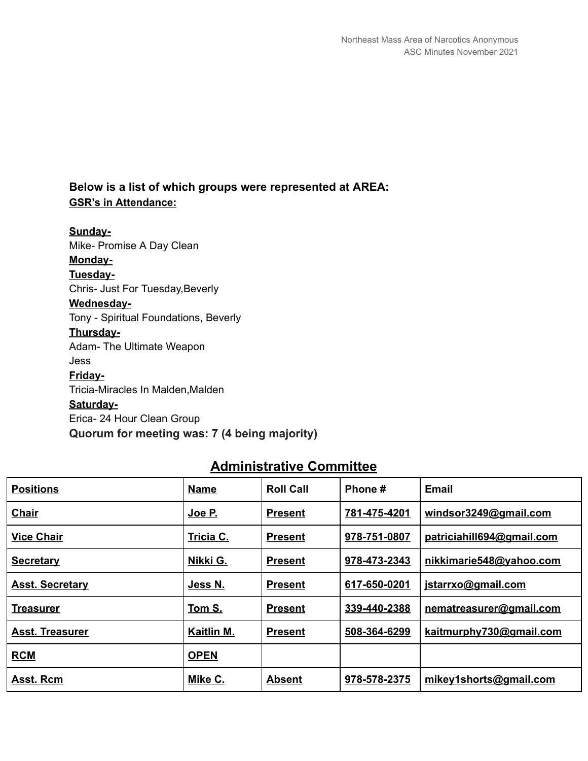**Below is a list of which groups were represented at AREA:**
**GSR's in Attendance:**

**Sunday-**
Mike- Promise A Day Clean
**Monday-**
**Tuesday-**
Chris- Just For Tuesday,Beverly
**Wednesday-**
Tony - Spiritual Foundations, Beverly
**Thursday-**
Adam- The Ultimate Weapon
Jess
**Friday-**
Tricia-Miracles In Malden,Malden
**Saturday-**
Erica- 24 Hour Clean Group
**Quorum for meeting was: 7 (4 being majority)**

## Administrative Committee

| Positions | Name | Roll Call | Phone # | Email |
|---|---|---|---|---|
| Chair | Joe P. | Present | 781-475-4201 | windsor3249@gmail.com |
| Vice Chair | Tricia C. | Present | 978-751-0807 | patriciahill694@gmail.com |
| Secretary | Nikki G. | Present | 978-473-2343 | nikkimarie548@yahoo.com |
| Asst. Secretary | Jess N. | Present | 617-650-0201 | jstarrxo@gmail.com |
| Treasurer | Tom S. | Present | 339-440-2388 | nematreasurer@gmail.com |
| Asst. Treasurer | Kaitlin M. | Present | 508-364-6299 | kaitmurphy730@gmail.com |
| RCM | OPEN | | | |
| Asst. Rcm | Mike C. | Absent | 978-578-2375 | mikey1shorts@gmail.com |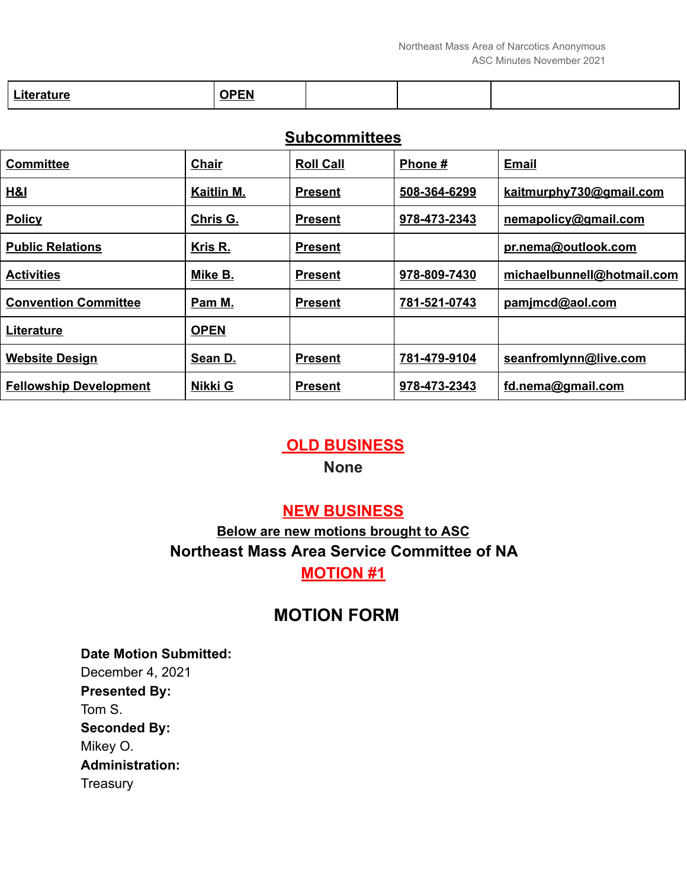| Literature | OPEN | | | |
|---|---|---|---|---|

## Subcommittees

| Committee | Chair | Roll Call | Phone # | Email |
|---|---|---|---|---|
| H&I | Kaitlin M. | Present | 508-364-6299 | kaitmurphy730@gmail.com |
| Policy | Chris G. | Present | 978-473-2343 | nemapolicy@gmail.com |
| Public Relations | Kris R. | Present | | pr.nema@outlook.com |
| Activities | Mike B. | Present | 978-809-7430 | michaelbunnell@hotmail.com |
| Convention Committee | Pam M. | Present | 781-521-0743 | pamjmcd@aol.com |
| Literature | OPEN | | | |
| Website Design | Sean D. | Present | 781-479-9104 | seanfromlynn@live.com |
| Fellowship Development | Nikki G | Present | 978-473-2343 | fd.nema@gmail.com |

## OLD BUSINESS

**None**

## NEW BUSINESS

**Below are new motions brought to ASC**

**Northeast Mass Area Service Committee of NA**

**MOTION #1**

## MOTION FORM

**Date Motion Submitted:**
December 4, 2021
**Presented By:**
Tom S.
**Seconded By:**
Mikey O.
**Administration:**
Treasury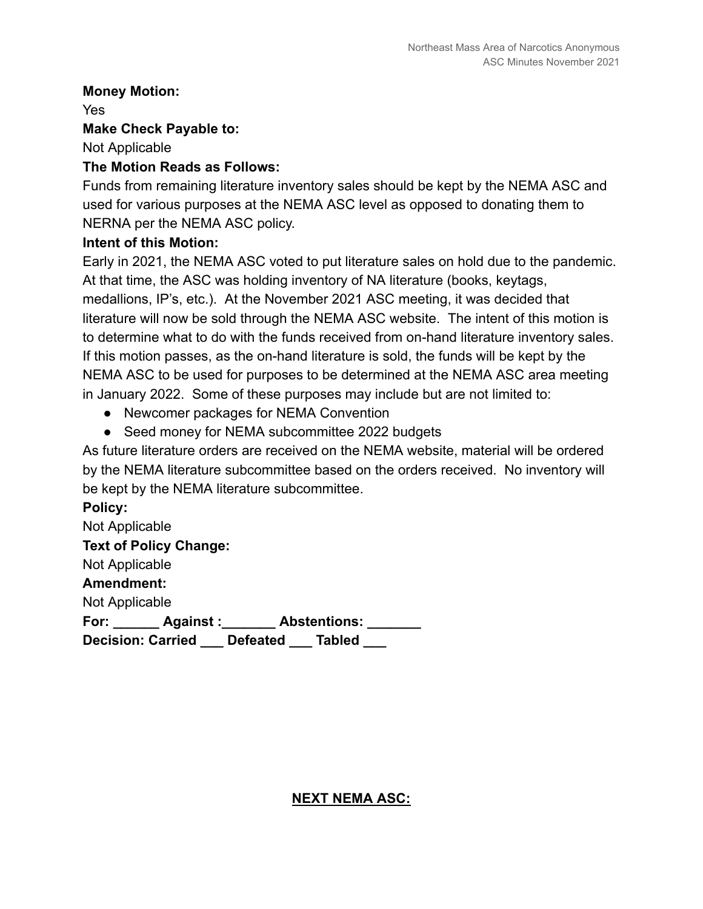**Money Motion:**
Yes
**Make Check Payable to:**
Not Applicable
**The Motion Reads as Follows:**
Funds from remaining literature inventory sales should be kept by the NEMA ASC and used for various purposes at the NEMA ASC level as opposed to donating them to NERNA per the NEMA ASC policy.
**Intent of this Motion:**
Early in 2021, the NEMA ASC voted to put literature sales on hold due to the pandemic. At that time, the ASC was holding inventory of NA literature (books, keytags, medallions, IP's, etc.). At the November 2021 ASC meeting, it was decided that literature will now be sold through the NEMA ASC website. The intent of this motion is to determine what to do with the funds received from on-hand literature inventory sales. If this motion passes, as the on-hand literature is sold, the funds will be kept by the NEMA ASC to be used for purposes to be determined at the NEMA ASC area meeting in January 2022. Some of these purposes may include but are not limited to:

- Newcomer packages for NEMA Convention
- Seed money for NEMA subcommittee 2022 budgets

As future literature orders are received on the NEMA website, material will be ordered by the NEMA literature subcommittee based on the orders received. No inventory will be kept by the NEMA literature subcommittee.
**Policy:**
Not Applicable
**Text of Policy Change:**
Not Applicable
**Amendment:**
Not Applicable
**For: ______ Against :_______ Abstentions: _______**
**Decision: Carried ___ Defeated ___ Tabled ___**

**<u>NEXT NEMA ASC:</u>**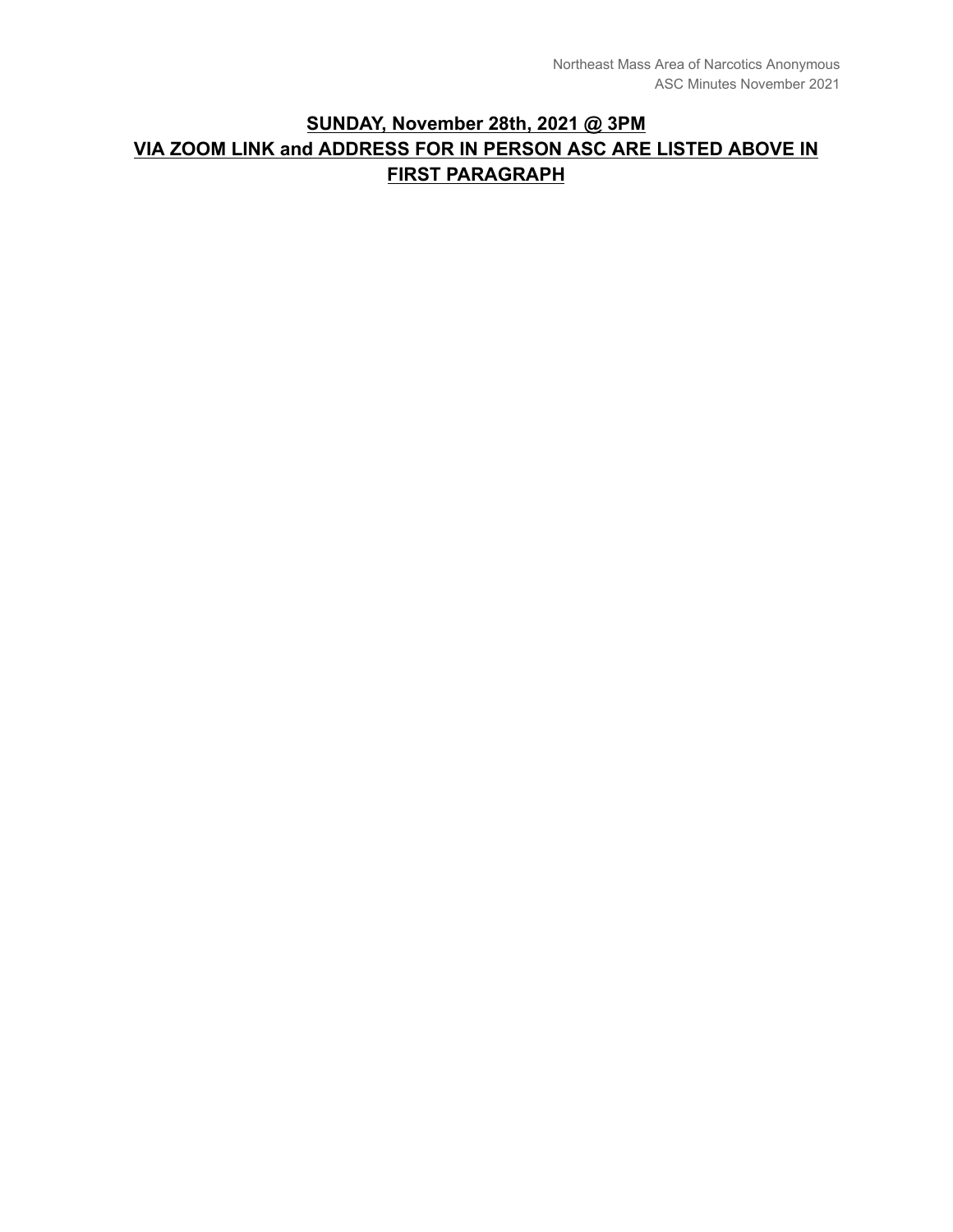**<u>SUNDAY, November 28th, 2021 @ 3PM</u>**
**<u>VIA ZOOM LINK and ADDRESS FOR IN PERSON ASC ARE LISTED ABOVE IN FIRST PARAGRAPH</u>**